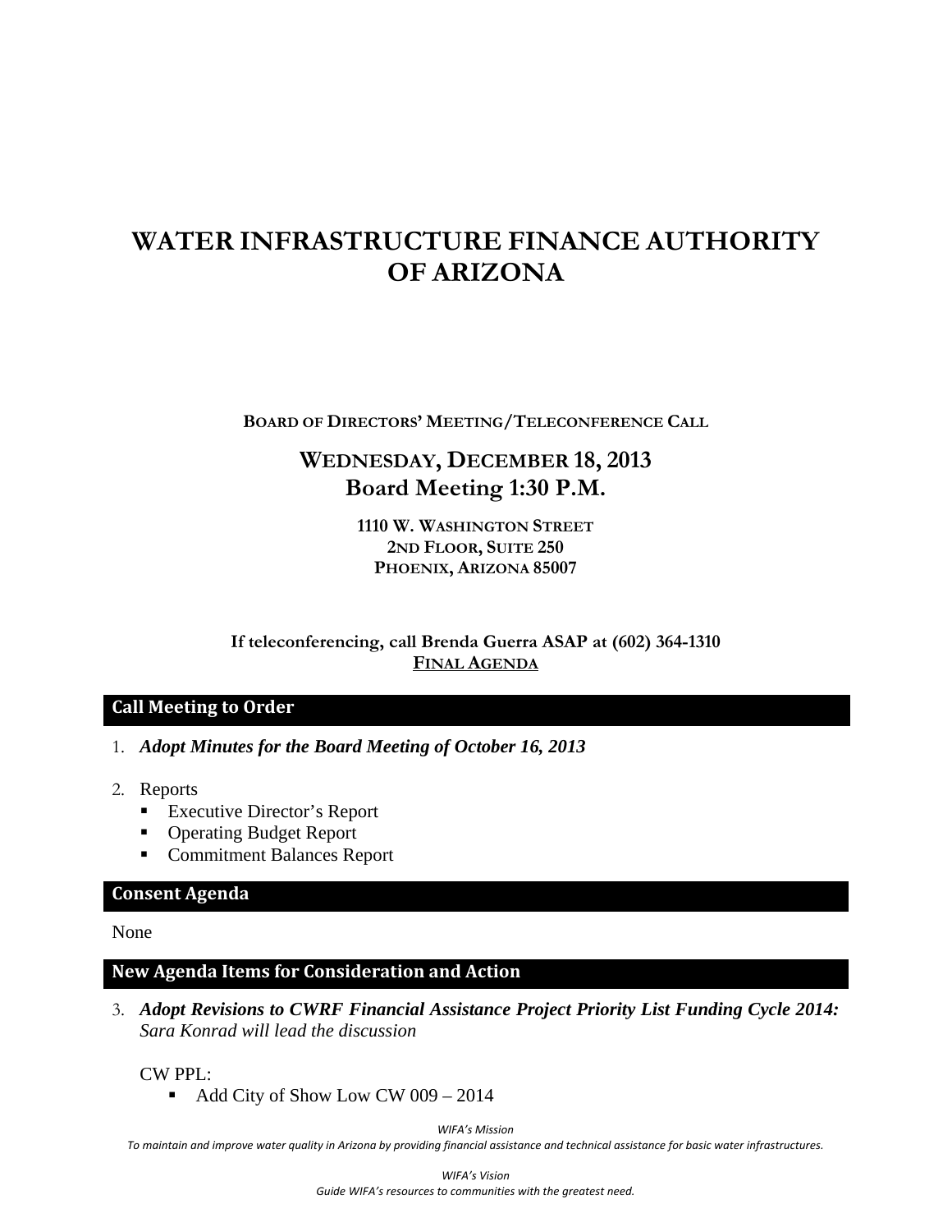# WATER INFRASTRUCTURE FINANCE AUTHORITY OF ARIZONA

**BOARD OF DIRECTORS' MEETING/TELECONFERENCE CALL**

## WEDNESDAY, DECEMBER 18, 2013
## Board Meeting 1:30 P.M.

**1110 W. WASHINGTON STREET**
**2ND FLOOR, SUITE 250**
**PHOENIX, ARIZONA 85007**

**If teleconferencing, call Brenda Guerra ASAP at (602) 364-1310**
**FINAL AGENDA**

## Call Meeting to Order

1. ***Adopt Minutes for the Board Meeting of October 16, 2013***

2. Reports
   - Executive Director's Report
   - Operating Budget Report
   - Commitment Balances Report

## Consent Agenda

None

## New Agenda Items for Consideration and Action

3. ***Adopt Revisions to CWRF Financial Assistance Project Priority List Funding Cycle 2014:*** *Sara Konrad will lead the discussion*

   CW PPL:
   - Add City of Show Low CW 009 – 2014

*WIFA's Mission*
*To maintain and improve water quality in Arizona by providing financial assistance and technical assistance for basic water infrastructures.*

*WIFA's Vision*
*Guide WIFA's resources to communities with the greatest need.*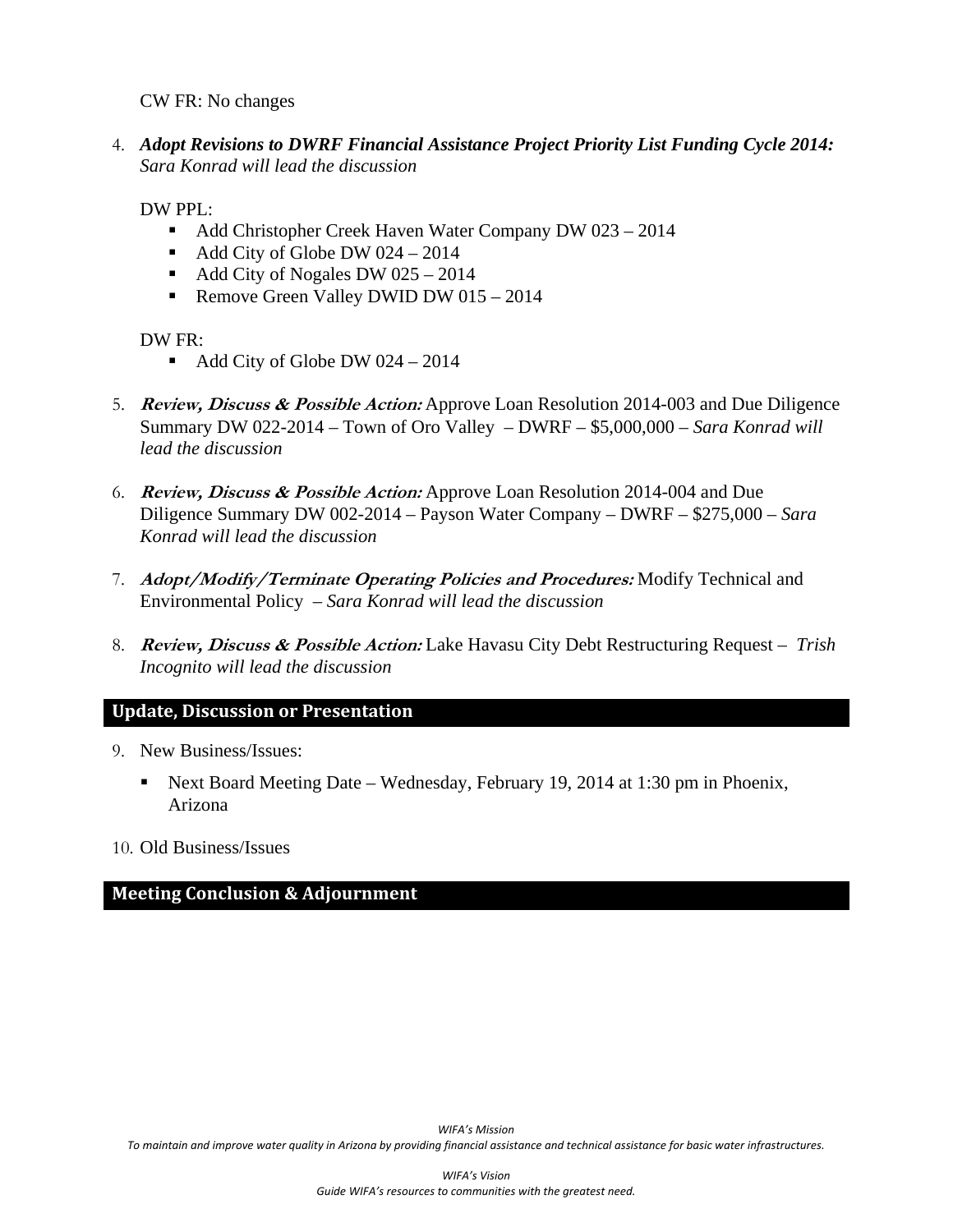CW FR: No changes

4. ***Adopt Revisions to DWRF Financial Assistance Project Priority List Funding Cycle 2014:*** *Sara Konrad will lead the discussion*

   DW PPL:
   - Add Christopher Creek Haven Water Company DW 023 – 2014
   - Add City of Globe DW 024 – 2014
   - Add City of Nogales DW 025 – 2014
   - Remove Green Valley DWID DW 015 – 2014

   DW FR:
   - Add City of Globe DW 024 – 2014

5. ***Review, Discuss & Possible Action:*** Approve Loan Resolution 2014-003 and Due Diligence Summary DW 022-2014 – Town of Oro Valley – DWRF – $5,000,000 – *Sara Konrad will lead the discussion*

6. ***Review, Discuss & Possible Action:*** Approve Loan Resolution 2014-004 and Due Diligence Summary DW 002-2014 – Payson Water Company – DWRF – $275,000 – *Sara Konrad will lead the discussion*

7. ***Adopt/Modify/Terminate Operating Policies and Procedures:*** Modify Technical and Environmental Policy – *Sara Konrad will lead the discussion*

8. ***Review, Discuss & Possible Action:*** Lake Havasu City Debt Restructuring Request – *Trish Incognito will lead the discussion*

## Update, Discussion or Presentation

9. New Business/Issues:
   - Next Board Meeting Date – Wednesday, February 19, 2014 at 1:30 pm in Phoenix, Arizona

10. Old Business/Issues

## Meeting Conclusion & Adjournment

*WIFA's Mission*
*To maintain and improve water quality in Arizona by providing financial assistance and technical assistance for basic water infrastructures.*

*WIFA's Vision*
*Guide WIFA's resources to communities with the greatest need.*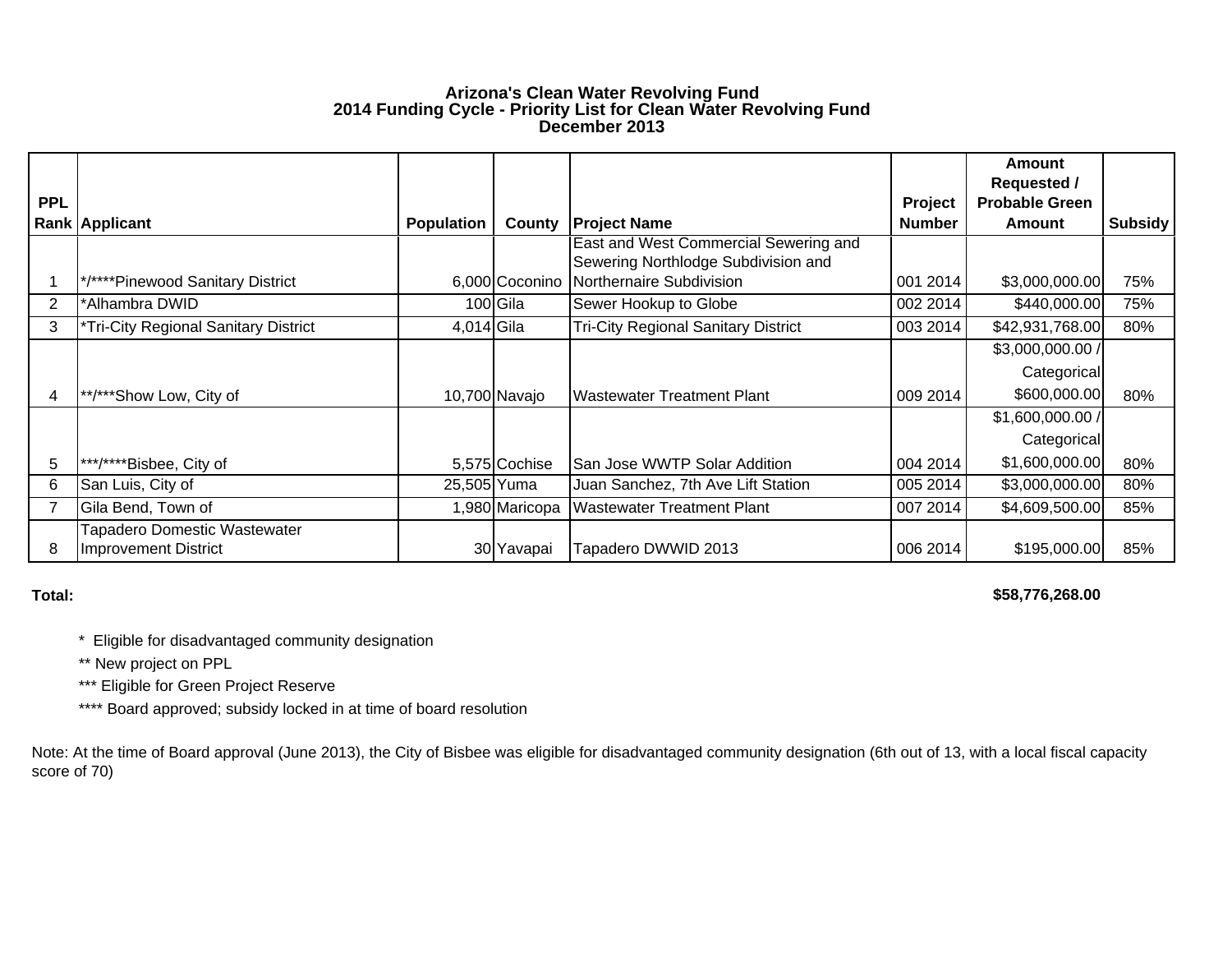# Arizona's Clean Water Revolving Fund
## 2014 Funding Cycle - Priority List for Clean Water Revolving Fund
## December 2013

| PPL Rank | Applicant | Population | County | Project Name | Project Number | Amount Requested / Probable Green Amount | Subsidy |
|---|---|---|---|---|---|---|---|
| 1 | */****Pinewood Sanitary District | 6,000 | Coconino | East and West Commercial Sewering and Sewering Northlodge Subdivision and Northernaire Subdivision | 001 2014 | $3,000,000.00 | 75% |
| 2 | *Alhambra DWID | 100 | Gila | Sewer Hookup to Globe | 002 2014 | $440,000.00 | 75% |
| 3 | *Tri-City Regional Sanitary District | 4,014 | Gila | Tri-City Regional Sanitary District | 003 2014 | $42,931,768.00 | 80% |
| 4 | **/***Show Low, City of | 10,700 | Navajo | Wastewater Treatment Plant | 009 2014 | $3,000,000.00 / Categorical $600,000.00 | 80% |
| 5 | ***/****Bisbee, City of | 5,575 | Cochise | San Jose WWTP Solar Addition | 004 2014 | $1,600,000.00 / Categorical $1,600,000.00 | 80% |
| 6 | San Luis, City of | 25,505 | Yuma | Juan Sanchez, 7th Ave Lift Station | 005 2014 | $3,000,000.00 | 80% |
| 7 | Gila Bend, Town of | 1,980 | Maricopa | Wastewater Treatment Plant | 007 2014 | $4,609,500.00 | 85% |
| 8 | Tapadero Domestic Wastewater Improvement District | 30 | Yavapai | Tapadero DWWID 2013 | 006 2014 | $195,000.00 | 85% |
| **Total:** | | | | | | **$58,776,268.00** | |

\* Eligible for disadvantaged community designation

** New project on PPL

*** Eligible for Green Project Reserve

**** Board approved; subsidy locked in at time of board resolution

Note: At the time of Board approval (June 2013), the City of Bisbee was eligible for disadvantaged community designation (6th out of 13, with a local fiscal capacity score of 70)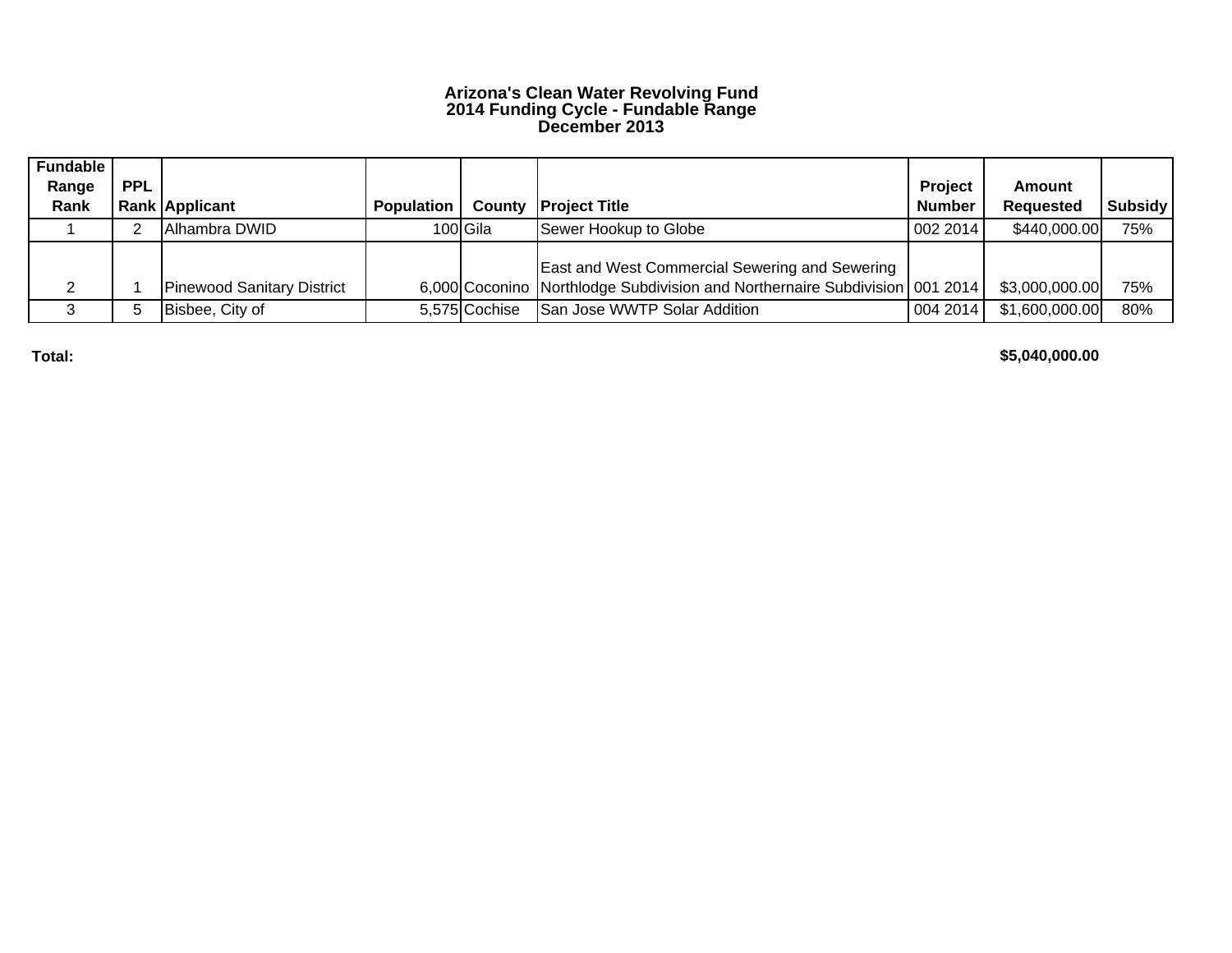# Arizona's Clean Water Revolving Fund
## 2014 Funding Cycle - Fundable Range
## December 2013

| Fundable Range Rank | PPL Rank | Applicant | Population | County | Project Title | Project Number | Amount Requested | Subsidy |
|---|---|---|---|---|---|---|---|---|
| 1 | 2 | Alhambra DWID | 100 | Gila | Sewer Hookup to Globe | 002 2014 | $440,000.00 | 75% |
| 2 | 1 | Pinewood Sanitary District | 6,000 | Coconino | East and West Commercial Sewering and Sewering Northlodge Subdivision and Northernaire Subdivision | 001 2014 | $3,000,000.00 | 75% |
| 3 | 5 | Bisbee, City of | 5,575 | Cochise | San Jose WWTP Solar Addition | 004 2014 | $1,600,000.00 | 80% |

**Total:** **$5,040,000.00**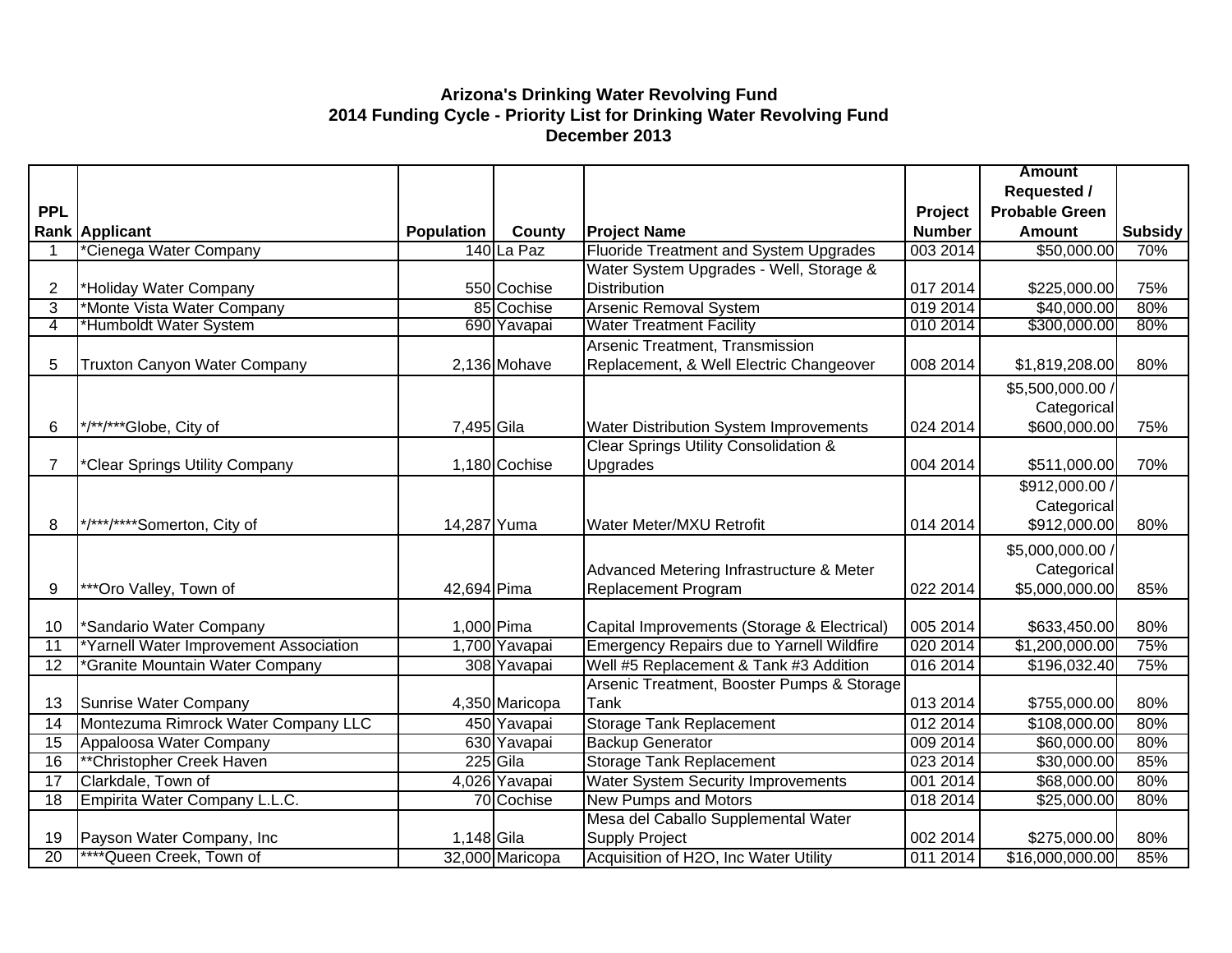**Arizona's Drinking Water Revolving Fund**
**2014 Funding Cycle - Priority List for Drinking Water Revolving Fund**
**December 2013**

| PPL Rank | Applicant | Population | County | Project Name | Project Number | Amount Requested / Probable Green Amount | Subsidy |
|---|---|---|---|---|---|---|---|
| 1 | *Cienega Water Company | 140 | La Paz | Fluoride Treatment and System Upgrades | 003 2014 | $50,000.00 | 70% |
| 2 | *Holiday Water Company | 550 | Cochise | Water System Upgrades - Well, Storage & Distribution | 017 2014 | $225,000.00 | 75% |
| 3 | *Monte Vista Water Company | 85 | Cochise | Arsenic Removal System | 019 2014 | $40,000.00 | 80% |
| 4 | *Humboldt Water System | 690 | Yavapai | Water Treatment Facility | 010 2014 | $300,000.00 | 80% |
| 5 | Truxton Canyon Water Company | 2,136 | Mohave | Arsenic Treatment, Transmission Replacement, & Well Electric Changeover | 008 2014 | $1,819,208.00 | 80% |
| 6 | */**/***Globe, City of | 7,495 | Gila | Water Distribution System Improvements | 024 2014 | $5,500,000.00 / Categorical $600,000.00 | 75% |
| 7 | *Clear Springs Utility Company | 1,180 | Cochise | Clear Springs Utility Consolidation & Upgrades | 004 2014 | $511,000.00 | 70% |
| 8 | */***/****Somerton, City of | 14,287 | Yuma | Water Meter/MXU Retrofit | 014 2014 | $912,000.00 / Categorical $912,000.00 | 80% |
| 9 | ***Oro Valley, Town of | 42,694 | Pima | Advanced Metering Infrastructure & Meter Replacement Program | 022 2014 | $5,000,000.00 / Categorical $5,000,000.00 | 85% |
| 10 | *Sandario Water Company | 1,000 | Pima | Capital Improvements (Storage & Electrical) | 005 2014 | $633,450.00 | 80% |
| 11 | *Yarnell Water Improvement Association | 1,700 | Yavapai | Emergency Repairs due to Yarnell Wildfire | 020 2014 | $1,200,000.00 | 75% |
| 12 | *Granite Mountain Water Company | 308 | Yavapai | Well #5 Replacement & Tank #3 Addition | 016 2014 | $196,032.40 | 75% |
| 13 | Sunrise Water Company | 4,350 | Maricopa | Arsenic Treatment, Booster Pumps & Storage Tank | 013 2014 | $755,000.00 | 80% |
| 14 | Montezuma Rimrock Water Company LLC | 450 | Yavapai | Storage Tank Replacement | 012 2014 | $108,000.00 | 80% |
| 15 | Appaloosa Water Company | 630 | Yavapai | Backup Generator | 009 2014 | $60,000.00 | 80% |
| 16 | **Christopher Creek Haven | 225 | Gila | Storage Tank Replacement | 023 2014 | $30,000.00 | 85% |
| 17 | Clarkdale, Town of | 4,026 | Yavapai | Water System Security Improvements | 001 2014 | $68,000.00 | 80% |
| 18 | Empirita Water Company L.L.C. | 70 | Cochise | New Pumps and Motors | 018 2014 | $25,000.00 | 80% |
| 19 | Payson Water Company, Inc | 1,148 | Gila | Mesa del Caballo Supplemental Water Supply Project | 002 2014 | $275,000.00 | 80% |
| 20 | ****Queen Creek, Town of | 32,000 | Maricopa | Acquisition of H2O, Inc Water Utility | 011 2014 | $16,000,000.00 | 85% |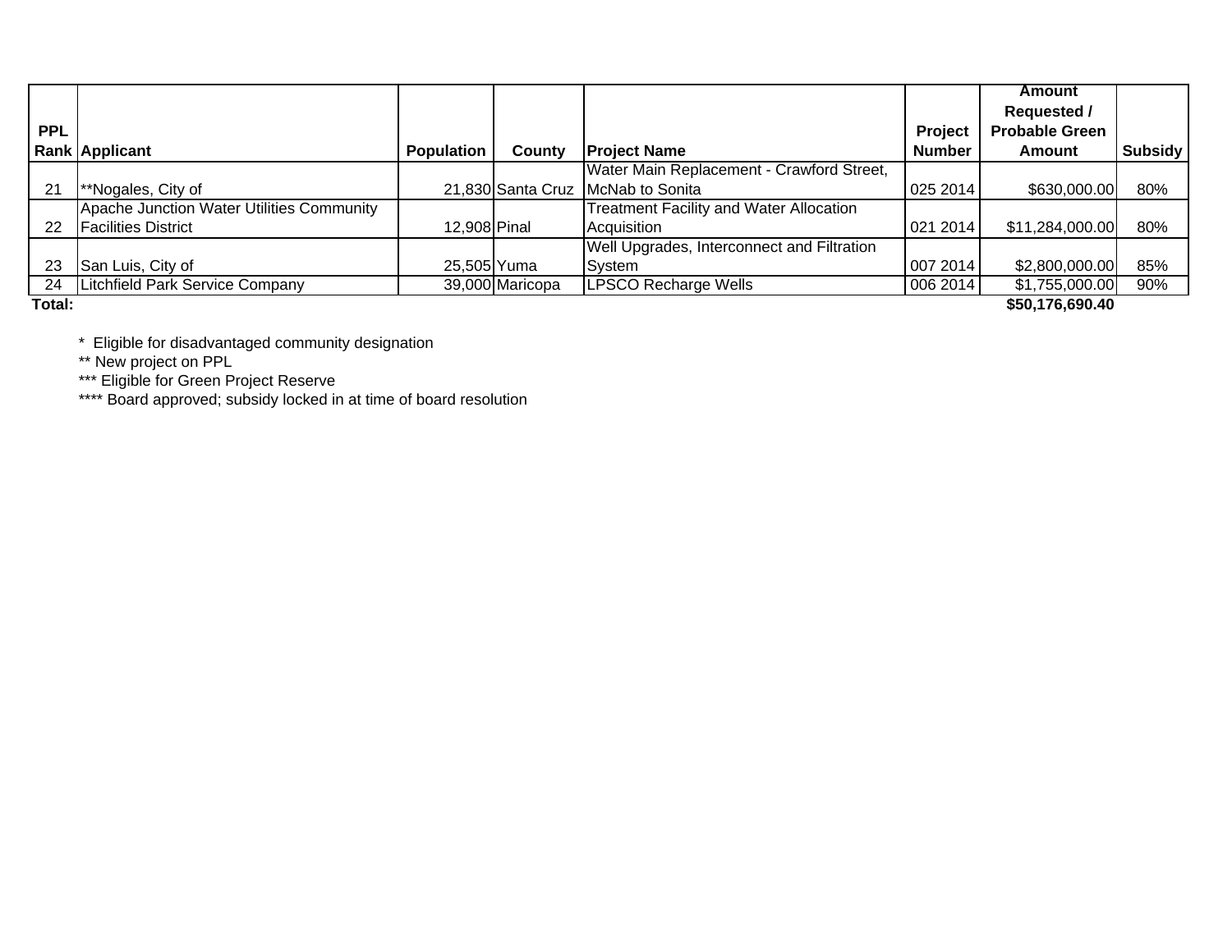| PPL Rank | Applicant | Population | County | Project Name | Project Number | Amount Requested / Probable Green Amount | Subsidy |
|---|---|---|---|---|---|---|---|
| 21 | **Nogales, City of | 21,830 | Santa Cruz | Water Main Replacement - Crawford Street, McNab to Sonita | 025 2014 | $630,000.00 | 80% |
| 22 | Apache Junction Water Utilities Community Facilities District | 12,908 | Pinal | Treatment Facility and Water Allocation Acquisition | 021 2014 | $11,284,000.00 | 80% |
| 23 | San Luis, City of | 25,505 | Yuma | Well Upgrades, Interconnect and Filtration System | 007 2014 | $2,800,000.00 | 85% |
| 24 | Litchfield Park Service Company | 39,000 | Maricopa | LPSCO Recharge Wells | 006 2014 | $1,755,000.00 | 90% |
| **Total:** | | | | | | **$50,176,690.40** | |

\* Eligible for disadvantaged community designation

** New project on PPL

*** Eligible for Green Project Reserve

**** Board approved; subsidy locked in at time of board resolution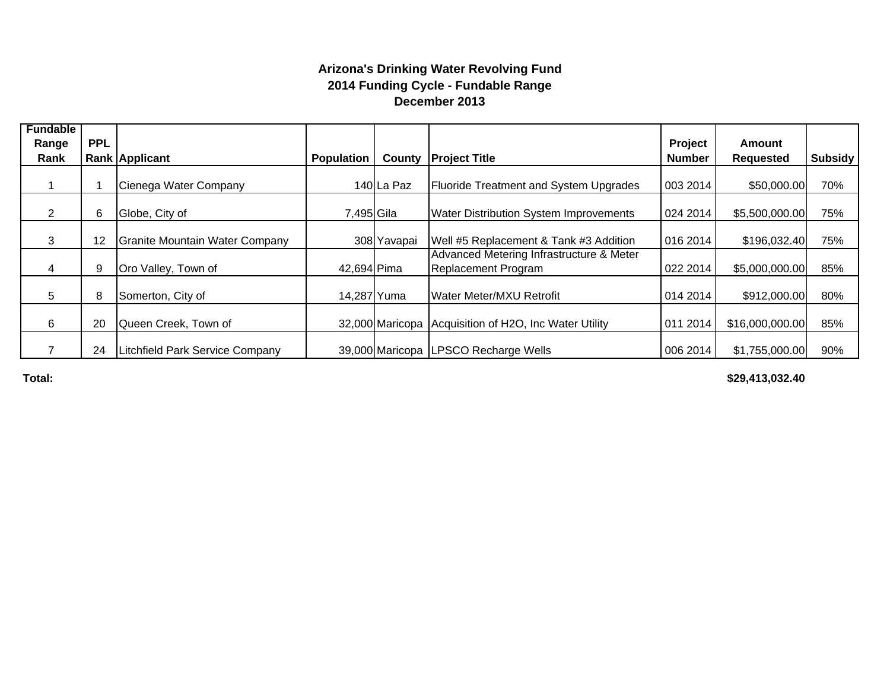**Arizona's Drinking Water Revolving Fund**
**2014 Funding Cycle - Fundable Range**
**December 2013**

| Fundable Range Rank | PPL Rank | Applicant | Population | County | Project Title | Project Number | Amount Requested | Subsidy |
|---|---|---|---|---|---|---|---|---|
| 1 | 1 | Cienega Water Company | 140 | La Paz | Fluoride Treatment and System Upgrades | 003 2014 | $50,000.00 | 70% |
| 2 | 6 | Globe, City of | 7,495 | Gila | Water Distribution System Improvements | 024 2014 | $5,500,000.00 | 75% |
| 3 | 12 | Granite Mountain Water Company | 308 | Yavapai | Well #5 Replacement & Tank #3 Addition | 016 2014 | $196,032.40 | 75% |
| 4 | 9 | Oro Valley, Town of | 42,694 | Pima | Advanced Metering Infrastructure & Meter Replacement Program | 022 2014 | $5,000,000.00 | 85% |
| 5 | 8 | Somerton, City of | 14,287 | Yuma | Water Meter/MXU Retrofit | 014 2014 | $912,000.00 | 80% |
| 6 | 20 | Queen Creek, Town of | 32,000 | Maricopa | Acquisition of H2O, Inc Water Utility | 011 2014 | $16,000,000.00 | 85% |
| 7 | 24 | Litchfield Park Service Company | 39,000 | Maricopa | LPSCO Recharge Wells | 006 2014 | $1,755,000.00 | 90% |
| **Total:** | | | | | | | **$29,413,032.40** | |